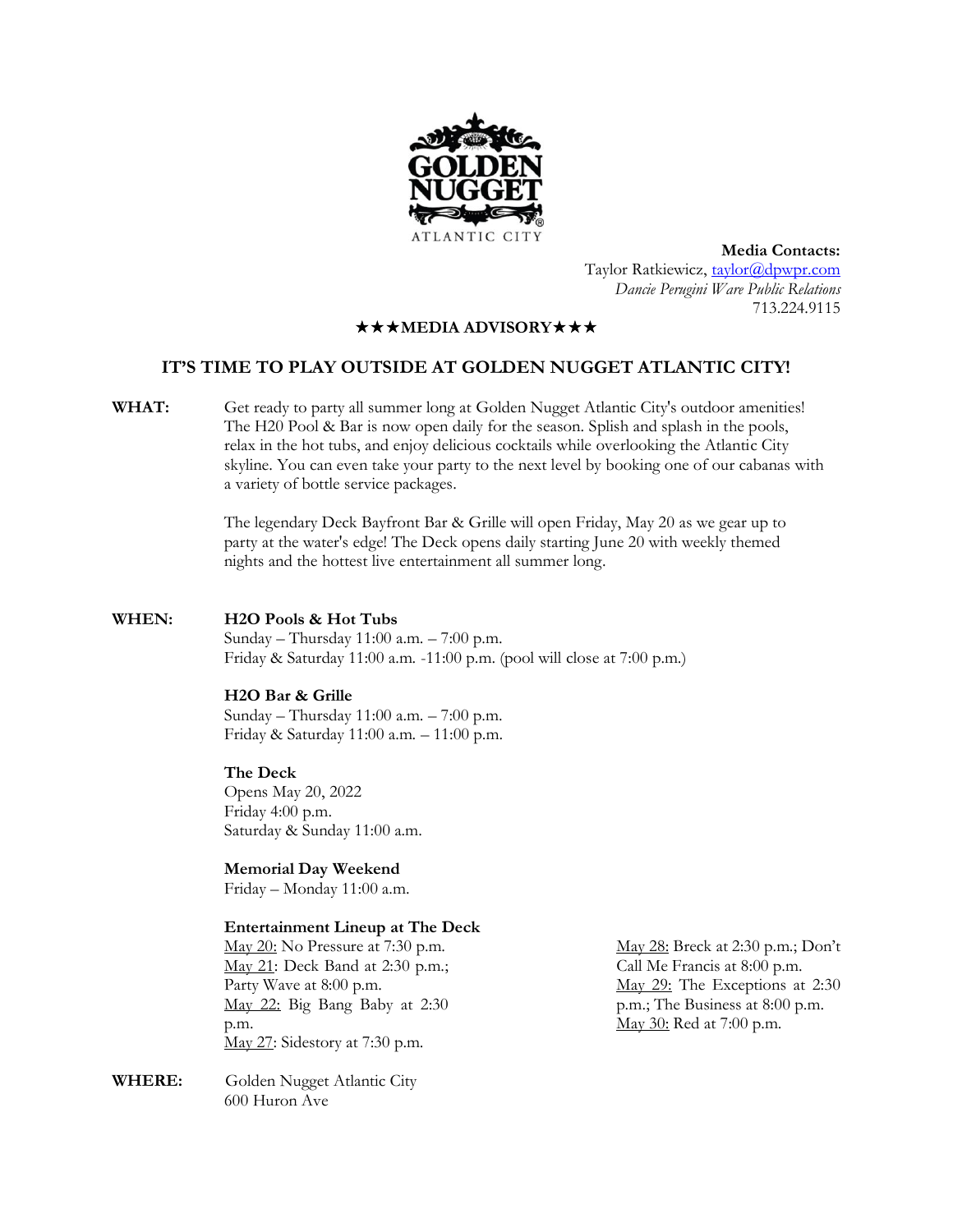GOLDEN NUGGET ATLANTIC CITY

**Media Contacts:**
Taylor Ratkiewicz, [taylor@dpwpr.com](mailto:taylor@dpwpr.com)
*Dancie Perugini Ware Public Relations*
713.224.9115

**★★★MEDIA ADVISORY★★★**

# IT'S TIME TO PLAY OUTSIDE AT GOLDEN NUGGET ATLANTIC CITY!

**WHAT:** Get ready to party all summer long at Golden Nugget Atlantic City's outdoor amenities! The H20 Pool & Bar is now open daily for the season. Splish and splash in the pools, relax in the hot tubs, and enjoy delicious cocktails while overlooking the Atlantic City skyline. You can even take your party to the next level by booking one of our cabanas with a variety of bottle service packages.

The legendary Deck Bayfront Bar & Grille will open Friday, May 20 as we gear up to party at the water's edge! The Deck opens daily starting June 20 with weekly themed nights and the hottest live entertainment all summer long.

**WHEN:**

**H2O Pools & Hot Tubs**
Sunday – Thursday 11:00 a.m. – 7:00 p.m.
Friday & Saturday 11:00 a.m. -11:00 p.m. (pool will close at 7:00 p.m.)

**H2O Bar & Grille**
Sunday – Thursday 11:00 a.m. – 7:00 p.m.
Friday & Saturday 11:00 a.m. – 11:00 p.m.

**The Deck**
Opens May 20, 2022
Friday 4:00 p.m.
Saturday & Sunday 11:00 a.m.

**Memorial Day Weekend**
Friday – Monday 11:00 a.m.

**Entertainment Lineup at The Deck**
May 20: No Pressure at 7:30 p.m.
May 21: Deck Band at 2:30 p.m.; Party Wave at 8:00 p.m.
May 22: Big Bang Baby at 2:30 p.m.
May 27: Sidestory at 7:30 p.m.
May 28: Breck at 2:30 p.m.; Don't Call Me Francis at 8:00 p.m.
May 29: The Exceptions at 2:30 p.m.; The Business at 8:00 p.m.
May 30: Red at 7:00 p.m.

**WHERE:** Golden Nugget Atlantic City
600 Huron Ave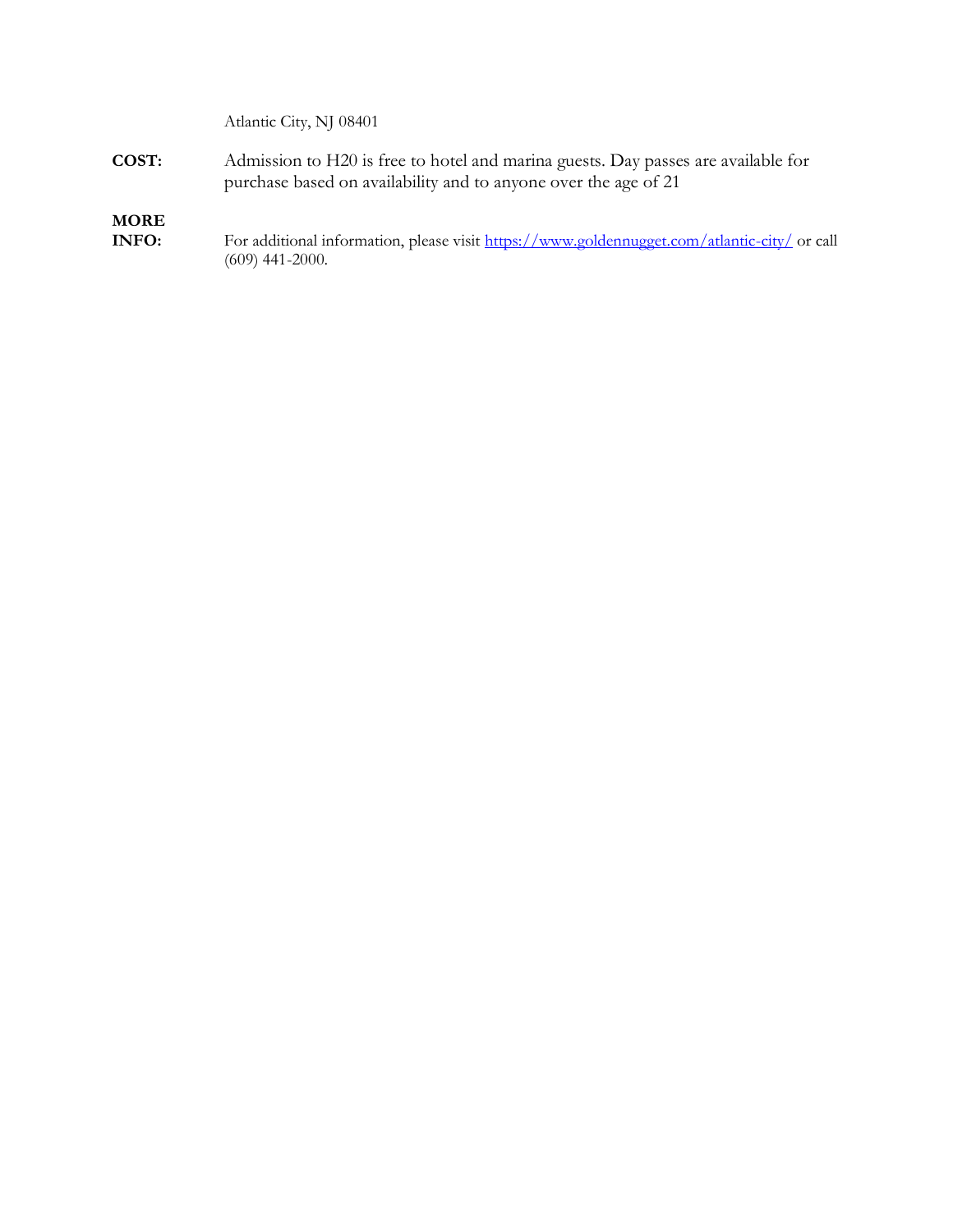Atlantic City, NJ 08401

**COST:** Admission to H20 is free to hotel and marina guests. Day passes are available for purchase based on availability and to anyone over the age of 21

**MORE INFO:** For additional information, please visit https://www.goldennugget.com/atlantic-city/ or call (609) 441-2000.